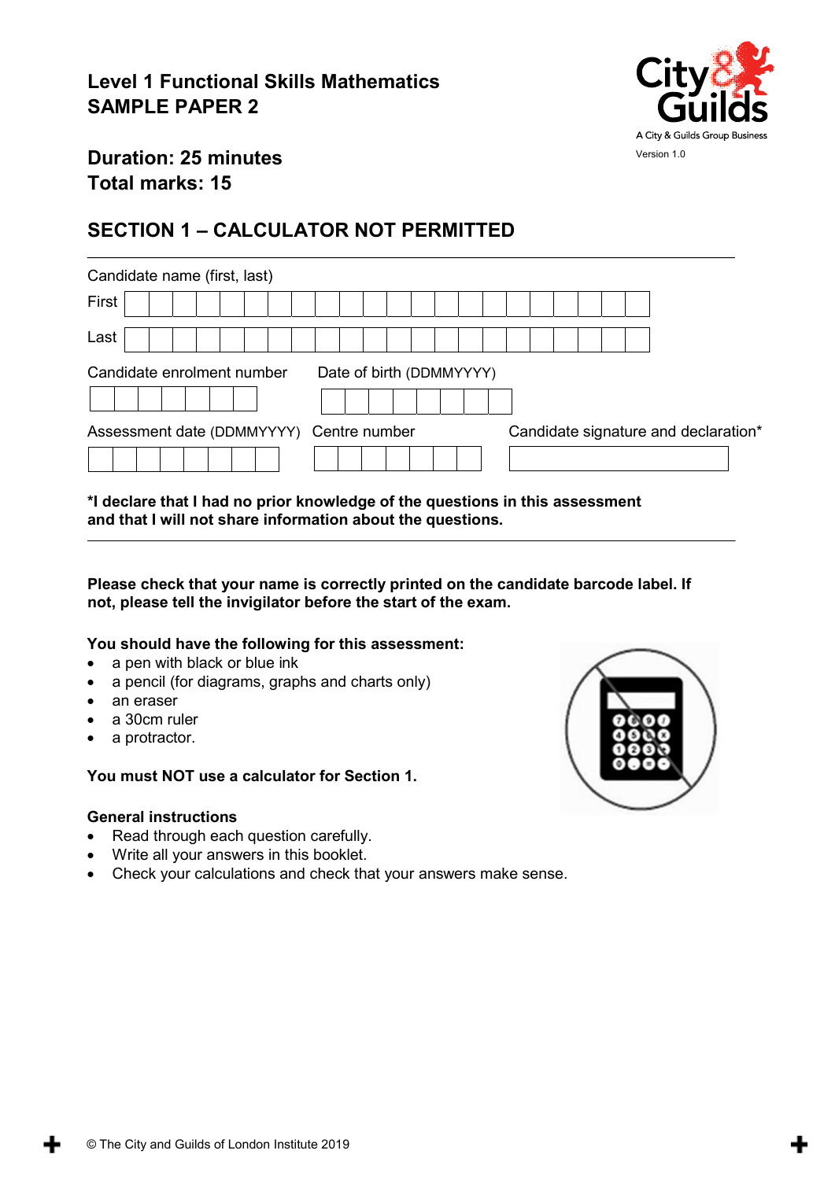# Level 1 Functional Skills Mathematics
# SAMPLE PAPER 2

City & Guilds
A City & Guilds Group Business
Version 1.0

**Duration: 25 minutes**
**Total marks: 15**

## SECTION 1 – CALCULATOR NOT PERMITTED

Candidate name (first, last)

First

Last

Candidate enrolment number

Date of birth (DDMMYYYY)

Assessment date (DDMMYYYY)

Centre number

Candidate signature and declaration*

**\*I declare that I had no prior knowledge of the questions in this assessment and that I will not share information about the questions.**

**Please check that your name is correctly printed on the candidate barcode label. If not, please tell the invigilator before the start of the exam.**

**You should have the following for this assessment:**

- a pen with black or blue ink
- a pencil (for diagrams, graphs and charts only)
- an eraser
- a 30cm ruler
- a protractor.

**You must NOT use a calculator for Section 1.**

**General instructions**

- Read through each question carefully.
- Write all your answers in this booklet.
- Check your calculations and check that your answers make sense.

© The City and Guilds of London Institute 2019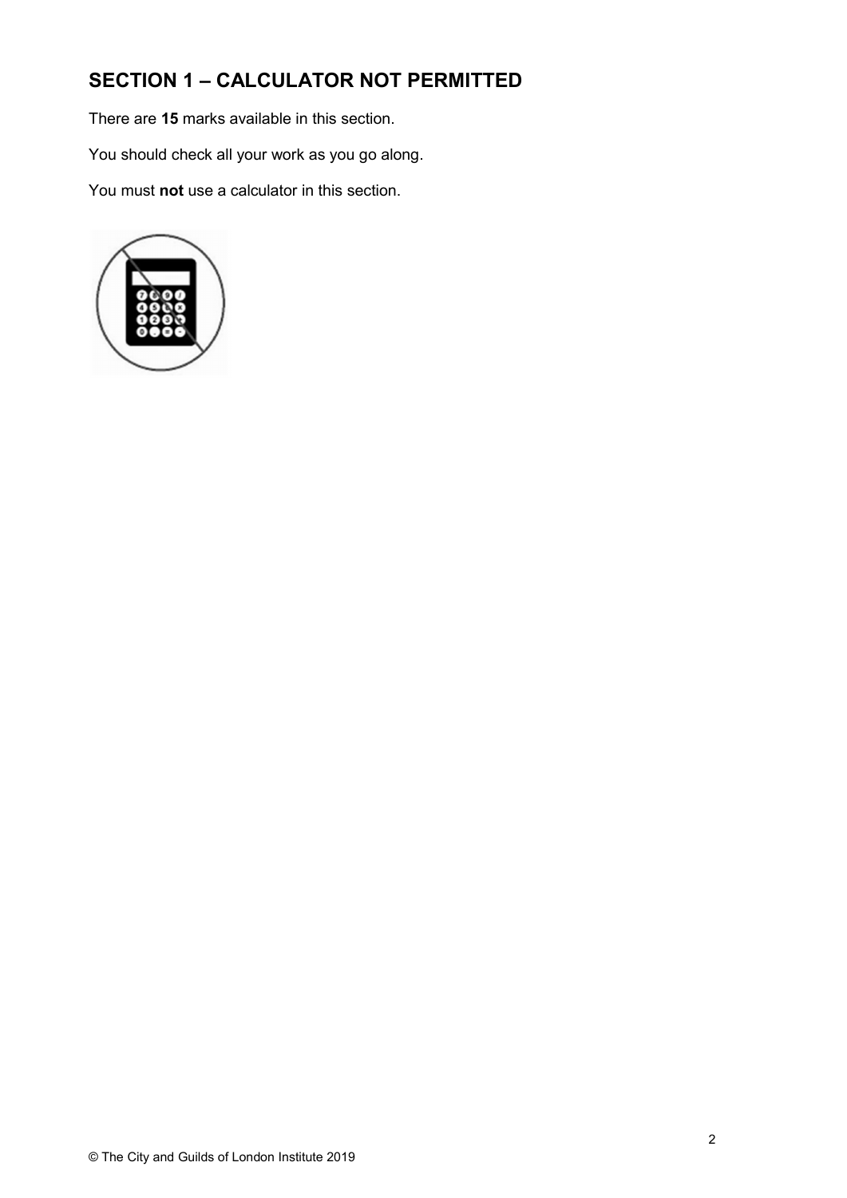## SECTION 1 – CALCULATOR NOT PERMITTED

There are **15** marks available in this section.

You should check all your work as you go along.

You must **not** use a calculator in this section.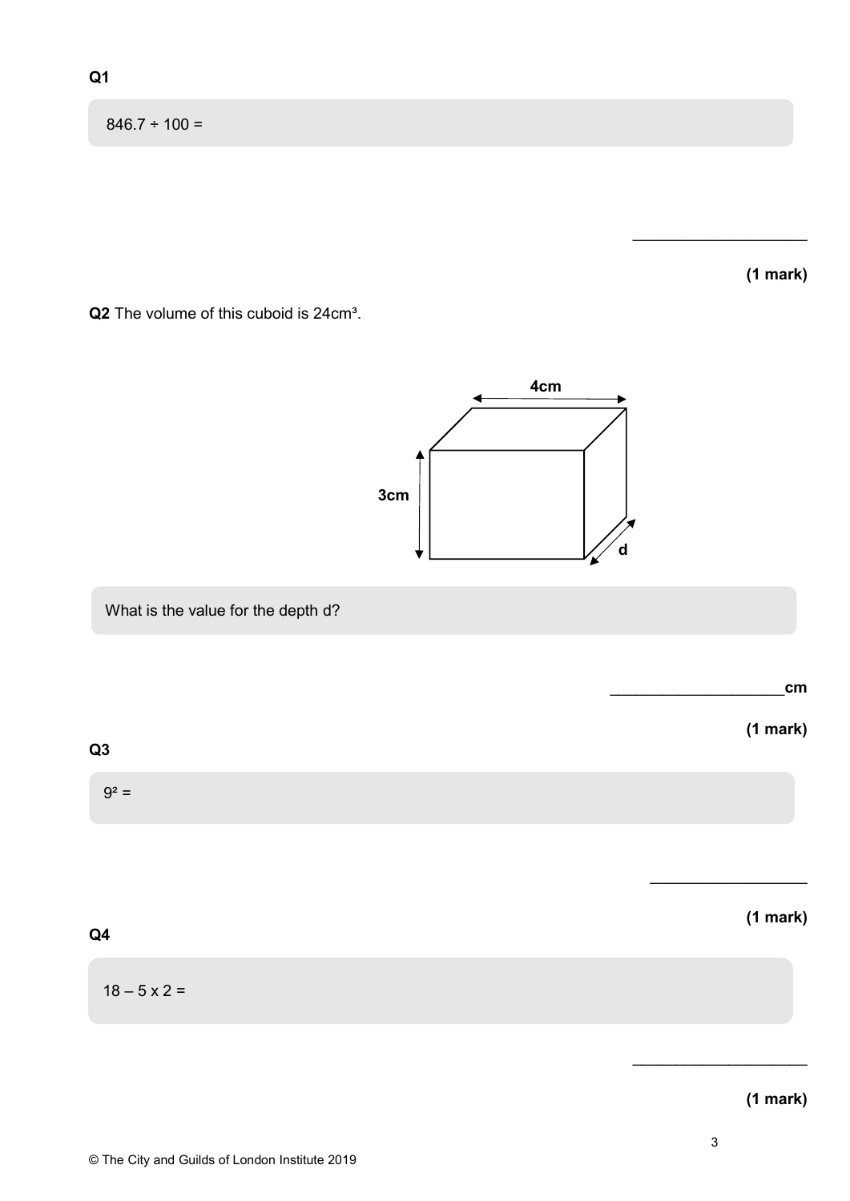**Q1**

$846.7 \div 100 =$

\_\_\_\_\_\_\_\_\_\_\_\_\_\_\_\_\_\_\_\_

**(1 mark)**

**Q2** The volume of this cuboid is $24cm^3$.

4cm

3cm

d

What is the value for the depth d?

\_\_\_\_\_\_\_\_\_\_\_\_\_\_\_\_\_\_\_\_**cm**

**(1 mark)**

**Q3**

$9^2 =$

\_\_\_\_\_\_\_\_\_\_\_\_\_\_\_\_\_\_\_\_

**(1 mark)**

**Q4**

$18 - 5 \times 2 =$

\_\_\_\_\_\_\_\_\_\_\_\_\_\_\_\_\_\_\_\_

**(1 mark)**

© The City and Guilds of London Institute 2019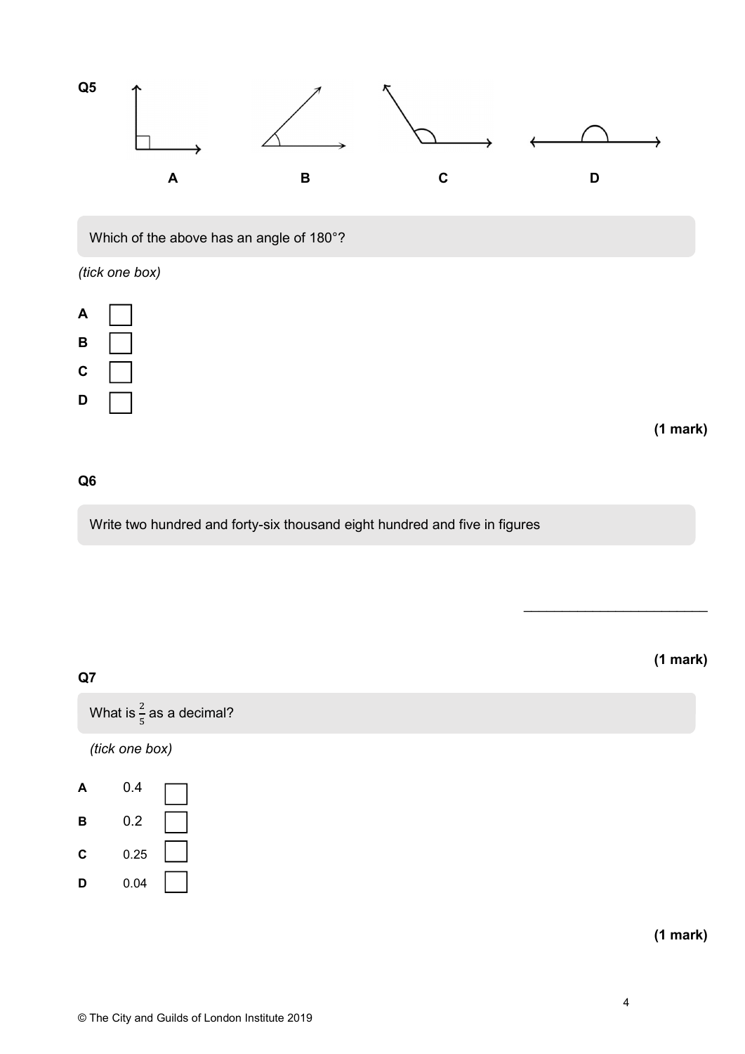**Q5**

A B C D

Which of the above has an angle of 180°?

*(tick one box)*

- **A** ☐
- **B** ☐
- **C** ☐
- **D** ☐

**(1 mark)**

**Q6**

Write two hundred and forty-six thousand eight hundred and five in figures

\_\_\_\_\_\_\_\_\_\_\_\_\_\_\_\_\_\_\_\_\_\_\_\_

**(1 mark)**

**Q7**

What is $\frac{2}{5}$ as a decimal?

*(tick one box)*

- **A** 0.4 ☐
- **B** 0.2 ☐
- **C** 0.25 ☐
- **D** 0.04 ☐

**(1 mark)**

© The City and Guilds of London Institute 2019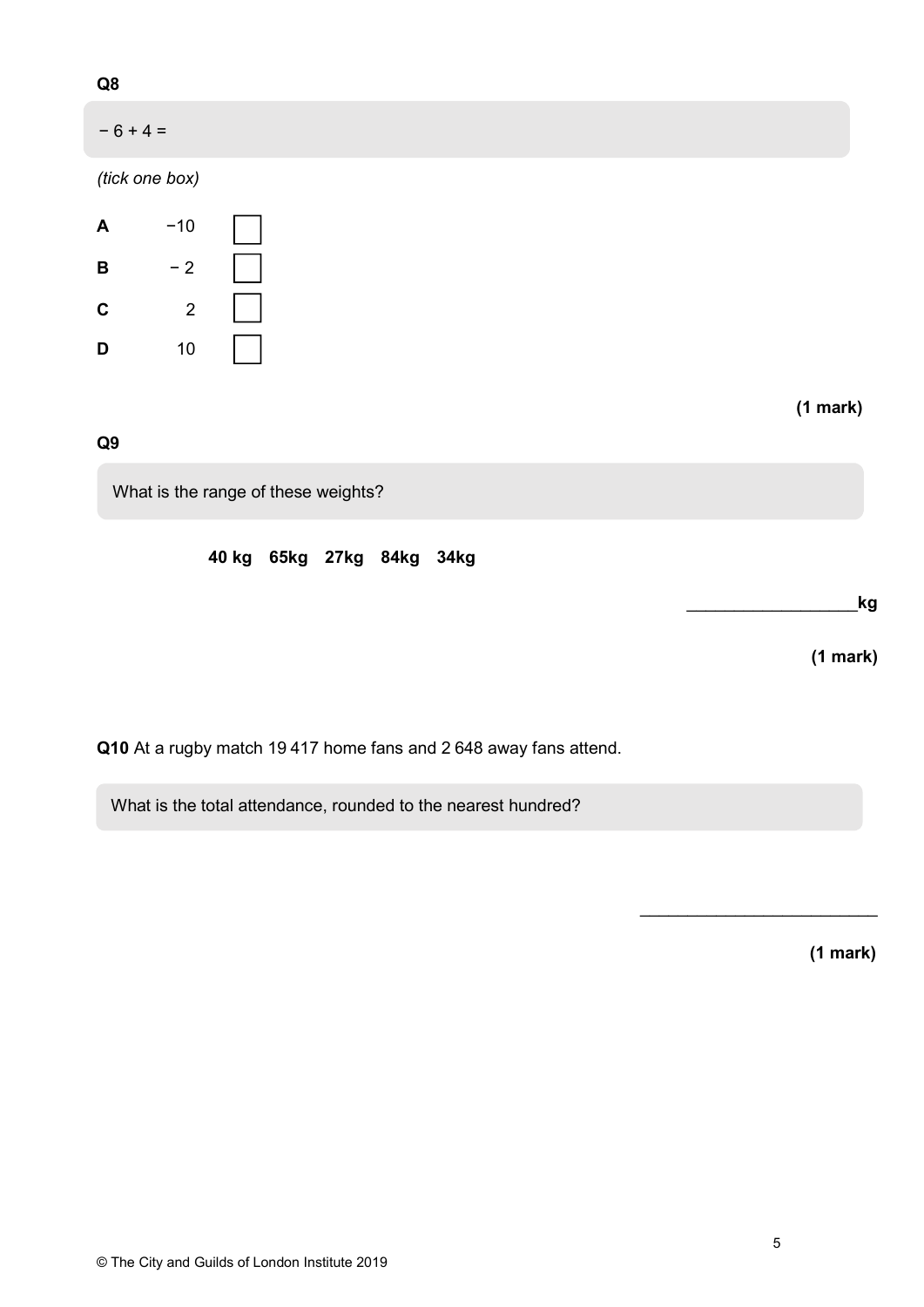**Q8**

$-6 + 4 =$

*(tick one box)*

| | | |
|---|---|---|
| **A** | −10 | ☐ |
| **B** | − 2 | ☐ |
| **C** | 2 | ☐ |
| **D** | 10 | ☐ |

**(1 mark)**

**Q9**

What is the range of these weights?

**40 kg 65kg 27kg 84kg 34kg**

__________________**kg**

**(1 mark)**

**Q10** At a rugby match 19 417 home fans and 2 648 away fans attend.

What is the total attendance, rounded to the nearest hundred?

_________________________

**(1 mark)**

© The City and Guilds of London Institute 2019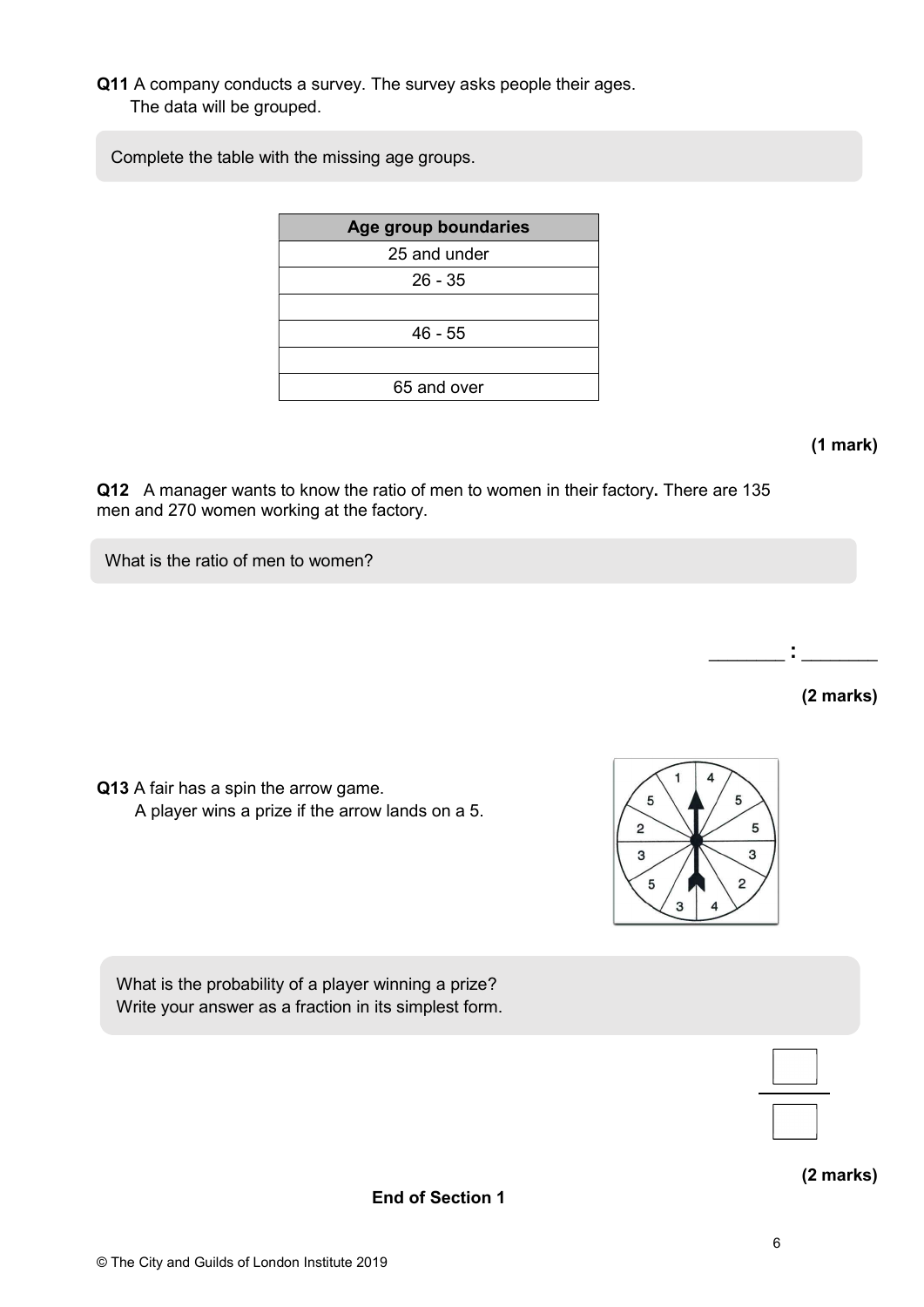**Q11** A company conducts a survey. The survey asks people their ages.
The data will be grouped.

Complete the table with the missing age groups.

| Age group boundaries |
|---|
| 25 and under |
| 26 - 35 |
| |
| 46 - 55 |
| |
| 65 and over |

**(1 mark)**

**Q12** A manager wants to know the ratio of men to women in their factory**.** There are 135 men and 270 women working at the factory.

What is the ratio of men to women?

_______ : _______

**(2 marks)**

**Q13** A fair has a spin the arrow game.
A player wins a prize if the arrow lands on a 5.

1
4
5
5
2
5
3
3
5
2
3
4

What is the probability of a player winning a prize?
Write your answer as a fraction in its simplest form.

**(2 marks)**

**End of Section 1**

© The City and Guilds of London Institute 2019